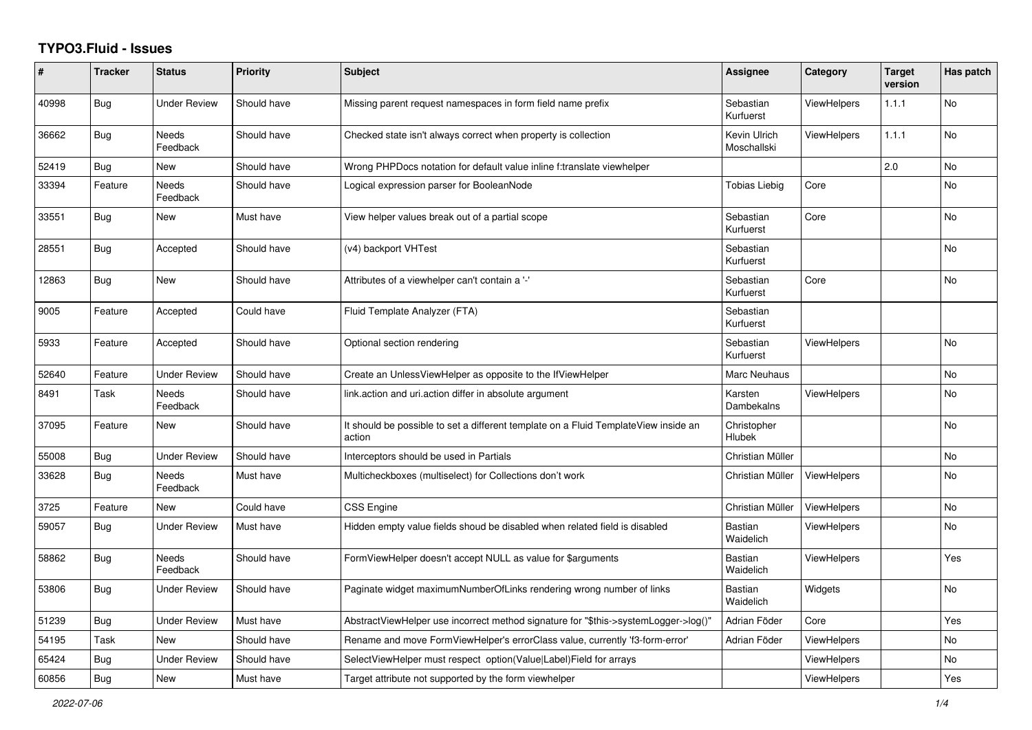# TYPO3.Fluid - Issues

| # | Tracker | Status | Priority | Subject | Assignee | Category | Target version | Has patch |
|---|---|---|---|---|---|---|---|---|
| 40998 | Bug | Under Review | Should have | Missing parent request namespaces in form field name prefix | Sebastian Kurfuerst | ViewHelpers | 1.1.1 | No |
| 36662 | Bug | Needs Feedback | Should have | Checked state isn't always correct when property is collection | Kevin Ulrich Moschallski | ViewHelpers | 1.1.1 | No |
| 52419 | Bug | New | Should have | Wrong PHPDocs notation for default value inline f:translate viewhelper | | | 2.0 | No |
| 33394 | Feature | Needs Feedback | Should have | Logical expression parser for BooleanNode | Tobias Liebig | Core | | No |
| 33551 | Bug | New | Must have | View helper values break out of a partial scope | Sebastian Kurfuerst | Core | | No |
| 28551 | Bug | Accepted | Should have | (v4) backport VHTest | Sebastian Kurfuerst | | | No |
| 12863 | Bug | New | Should have | Attributes of a viewhelper can't contain a '-' | Sebastian Kurfuerst | Core | | No |
| 9005 | Feature | Accepted | Could have | Fluid Template Analyzer (FTA) | Sebastian Kurfuerst | | | |
| 5933 | Feature | Accepted | Should have | Optional section rendering | Sebastian Kurfuerst | ViewHelpers | | No |
| 52640 | Feature | Under Review | Should have | Create an UnlessViewHelper as opposite to the IfViewHelper | Marc Neuhaus | | | No |
| 8491 | Task | Needs Feedback | Should have | link.action and uri.action differ in absolute argument | Karsten Dambekalns | ViewHelpers | | No |
| 37095 | Feature | New | Should have | It should be possible to set a different template on a Fluid TemplateView inside an action | Christopher Hlubek | | | No |
| 55008 | Bug | Under Review | Should have | Interceptors should be used in Partials | Christian Müller | | | No |
| 33628 | Bug | Needs Feedback | Must have | Multicheckboxes (multiselect) for Collections don't work | Christian Müller | ViewHelpers | | No |
| 3725 | Feature | New | Could have | CSS Engine | Christian Müller | ViewHelpers | | No |
| 59057 | Bug | Under Review | Must have | Hidden empty value fields shoud be disabled when related field is disabled | Bastian Waidelich | ViewHelpers | | No |
| 58862 | Bug | Needs Feedback | Should have | FormViewHelper doesn't accept NULL as value for $arguments | Bastian Waidelich | ViewHelpers | | Yes |
| 53806 | Bug | Under Review | Should have | Paginate widget maximumNumberOfLinks rendering wrong number of links | Bastian Waidelich | Widgets | | No |
| 51239 | Bug | Under Review | Must have | AbstractViewHelper use incorrect method signature for "$this->systemLogger->log()" | Adrian Föder | Core | | Yes |
| 54195 | Task | New | Should have | Rename and move FormViewHelper's errorClass value, currently 'f3-form-error' | Adrian Föder | ViewHelpers | | No |
| 65424 | Bug | Under Review | Should have | SelectViewHelper must respect option(Value\|Label)Field for arrays | | ViewHelpers | | No |
| 60856 | Bug | New | Must have | Target attribute not supported by the form viewhelper | | ViewHelpers | | Yes |

*2022-07-06*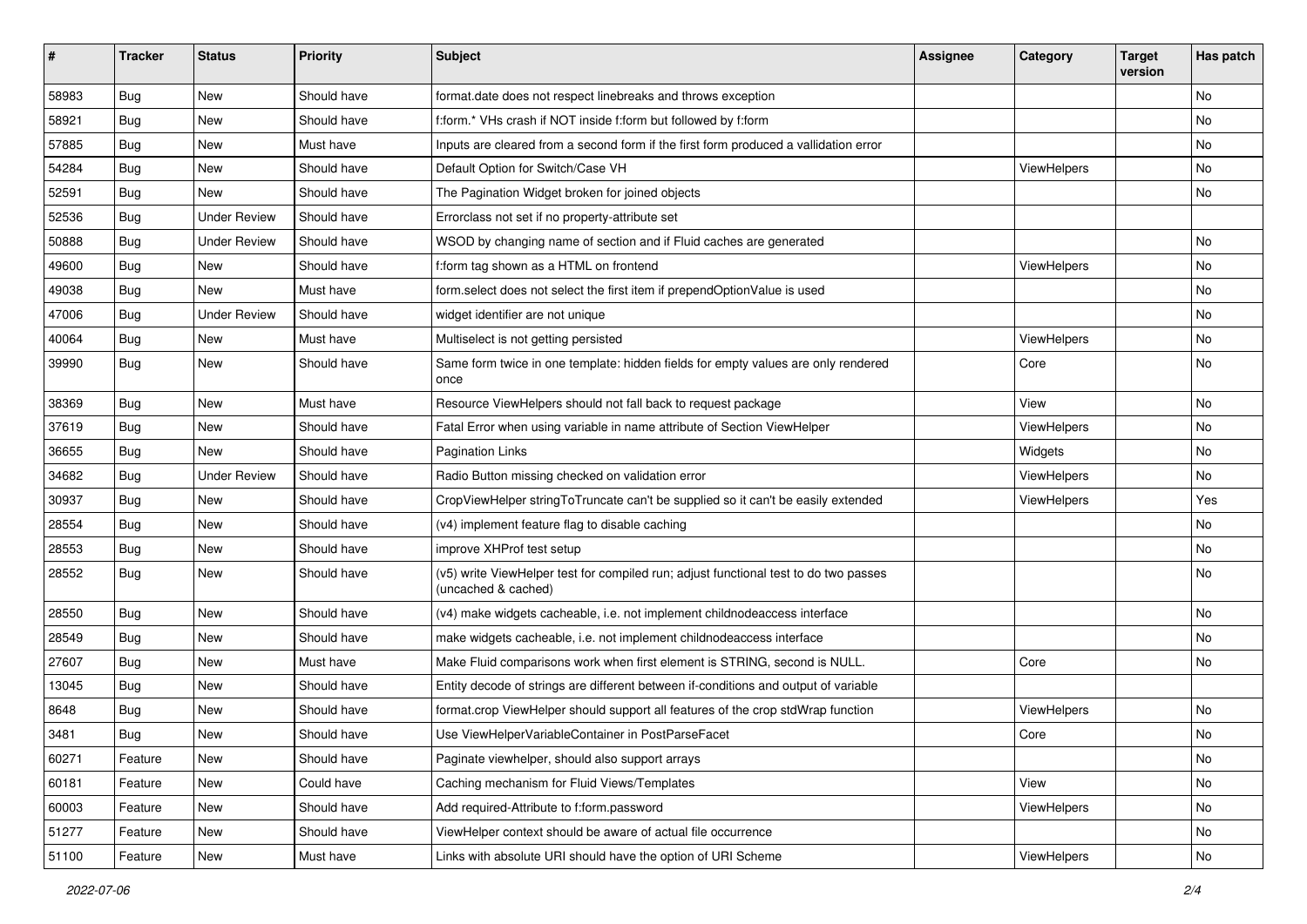| # | Tracker | Status | Priority | Subject | Assignee | Category | Target version | Has patch |
|---|---|---|---|---|---|---|---|---|
| 58983 | Bug | New | Should have | format.date does not respect linebreaks and throws exception | | | | No |
| 58921 | Bug | New | Should have | f:form.* VHs crash if NOT inside f:form but followed by f:form | | | | No |
| 57885 | Bug | New | Must have | Inputs are cleared from a second form if the first form produced a vallidation error | | | | No |
| 54284 | Bug | New | Should have | Default Option for Switch/Case VH | | ViewHelpers | | No |
| 52591 | Bug | New | Should have | The Pagination Widget broken for joined objects | | | | No |
| 52536 | Bug | Under Review | Should have | Errorclass not set if no property-attribute set | | | | |
| 50888 | Bug | Under Review | Should have | WSOD by changing name of section and if Fluid caches are generated | | | | No |
| 49600 | Bug | New | Should have | f:form tag shown as a HTML on frontend | | ViewHelpers | | No |
| 49038 | Bug | New | Must have | form.select does not select the first item if prependOptionValue is used | | | | No |
| 47006 | Bug | Under Review | Should have | widget identifier are not unique | | | | No |
| 40064 | Bug | New | Must have | Multiselect is not getting persisted | | ViewHelpers | | No |
| 39990 | Bug | New | Should have | Same form twice in one template: hidden fields for empty values are only rendered once | | Core | | No |
| 38369 | Bug | New | Must have | Resource ViewHelpers should not fall back to request package | | View | | No |
| 37619 | Bug | New | Should have | Fatal Error when using variable in name attribute of Section ViewHelper | | ViewHelpers | | No |
| 36655 | Bug | New | Should have | Pagination Links | | Widgets | | No |
| 34682 | Bug | Under Review | Should have | Radio Button missing checked on validation error | | ViewHelpers | | No |
| 30937 | Bug | New | Should have | CropViewHelper stringToTruncate can't be supplied so it can't be easily extended | | ViewHelpers | | Yes |
| 28554 | Bug | New | Should have | (v4) implement feature flag to disable caching | | | | No |
| 28553 | Bug | New | Should have | improve XHProf test setup | | | | No |
| 28552 | Bug | New | Should have | (v5) write ViewHelper test for compiled run; adjust functional test to do two passes (uncached & cached) | | | | No |
| 28550 | Bug | New | Should have | (v4) make widgets cacheable, i.e. not implement childnodeaccess interface | | | | No |
| 28549 | Bug | New | Should have | make widgets cacheable, i.e. not implement childnodeaccess interface | | | | No |
| 27607 | Bug | New | Must have | Make Fluid comparisons work when first element is STRING, second is NULL. | | Core | | No |
| 13045 | Bug | New | Should have | Entity decode of strings are different between if-conditions and output of variable | | | | |
| 8648 | Bug | New | Should have | format.crop ViewHelper should support all features of the crop stdWrap function | | ViewHelpers | | No |
| 3481 | Bug | New | Should have | Use ViewHelperVariableContainer in PostParseFacet | | Core | | No |
| 60271 | Feature | New | Should have | Paginate viewhelper, should also support arrays | | | | No |
| 60181 | Feature | New | Could have | Caching mechanism for Fluid Views/Templates | | View | | No |
| 60003 | Feature | New | Should have | Add required-Attribute to f:form.password | | ViewHelpers | | No |
| 51277 | Feature | New | Should have | ViewHelper context should be aware of actual file occurrence | | | | No |
| 51100 | Feature | New | Must have | Links with absolute URI should have the option of URI Scheme | | ViewHelpers | | No |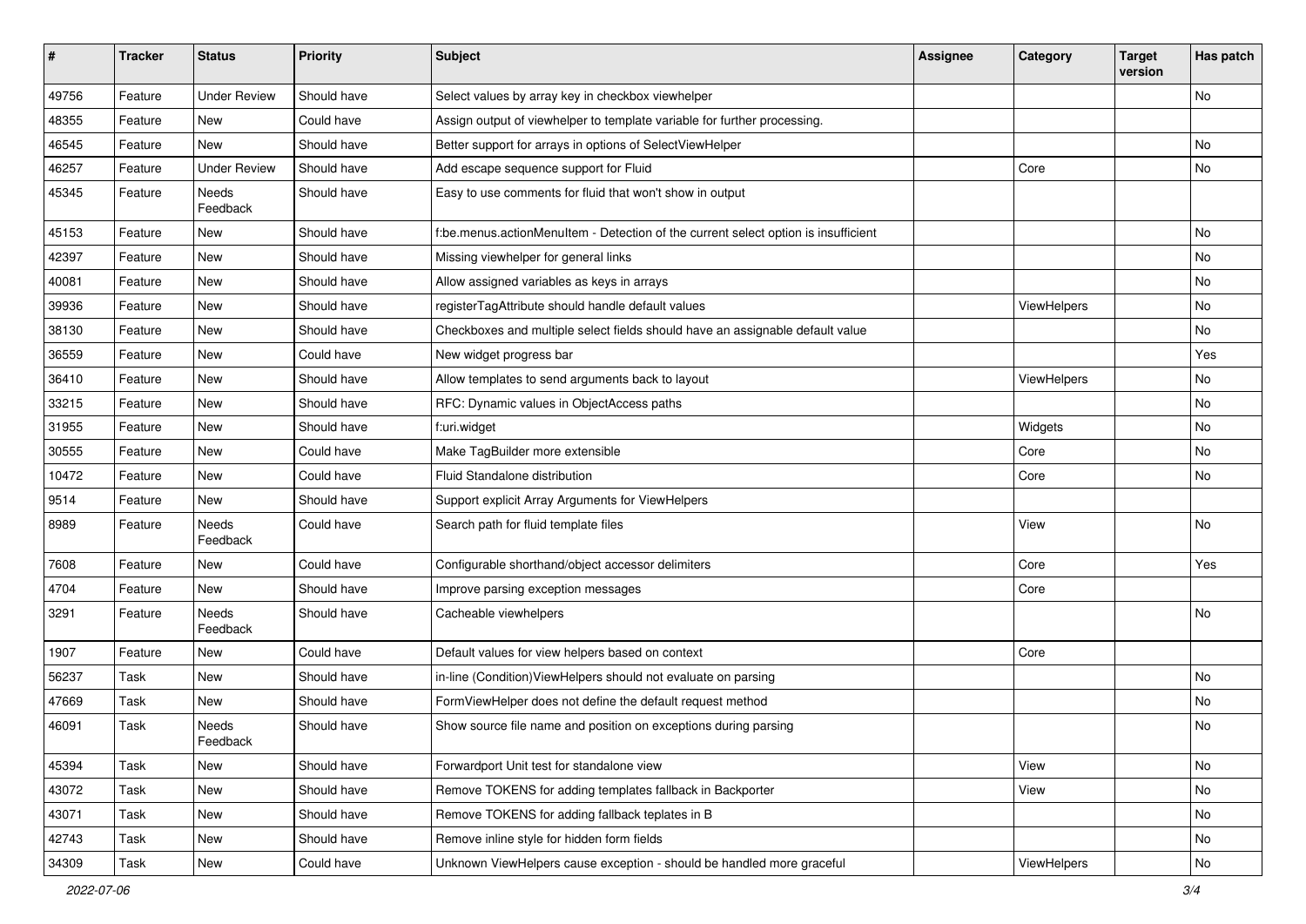| # | Tracker | Status | Priority | Subject | Assignee | Category | Target version | Has patch |
|---|---|---|---|---|---|---|---|---|
| 49756 | Feature | Under Review | Should have | Select values by array key in checkbox viewhelper | | | | No |
| 48355 | Feature | New | Could have | Assign output of viewhelper to template variable for further processing. | | | | |
| 46545 | Feature | New | Should have | Better support for arrays in options of SelectViewHelper | | | | No |
| 46257 | Feature | Under Review | Should have | Add escape sequence support for Fluid | | Core | | No |
| 45345 | Feature | Needs Feedback | Should have | Easy to use comments for fluid that won't show in output | | | | |
| 45153 | Feature | New | Should have | f:be.menus.actionMenuItem - Detection of the current select option is insufficient | | | | No |
| 42397 | Feature | New | Should have | Missing viewhelper for general links | | | | No |
| 40081 | Feature | New | Should have | Allow assigned variables as keys in arrays | | | | No |
| 39936 | Feature | New | Should have | registerTagAttribute should handle default values | | ViewHelpers | | No |
| 38130 | Feature | New | Should have | Checkboxes and multiple select fields should have an assignable default value | | | | No |
| 36559 | Feature | New | Could have | New widget progress bar | | | | Yes |
| 36410 | Feature | New | Should have | Allow templates to send arguments back to layout | | ViewHelpers | | No |
| 33215 | Feature | New | Should have | RFC: Dynamic values in ObjectAccess paths | | | | No |
| 31955 | Feature | New | Should have | f:uri.widget | | Widgets | | No |
| 30555 | Feature | New | Could have | Make TagBuilder more extensible | | Core | | No |
| 10472 | Feature | New | Could have | Fluid Standalone distribution | | Core | | No |
| 9514 | Feature | New | Should have | Support explicit Array Arguments for ViewHelpers | | | | |
| 8989 | Feature | Needs Feedback | Could have | Search path for fluid template files | | View | | No |
| 7608 | Feature | New | Could have | Configurable shorthand/object accessor delimiters | | Core | | Yes |
| 4704 | Feature | New | Should have | Improve parsing exception messages | | Core | | |
| 3291 | Feature | Needs Feedback | Should have | Cacheable viewhelpers | | | | No |
| 1907 | Feature | New | Could have | Default values for view helpers based on context | | Core | | |
| 56237 | Task | New | Should have | in-line (Condition)ViewHelpers should not evaluate on parsing | | | | No |
| 47669 | Task | New | Should have | FormViewHelper does not define the default request method | | | | No |
| 46091 | Task | Needs Feedback | Should have | Show source file name and position on exceptions during parsing | | | | No |
| 45394 | Task | New | Should have | Forwardport Unit test for standalone view | | View | | No |
| 43072 | Task | New | Should have | Remove TOKENS for adding templates fallback in Backporter | | View | | No |
| 43071 | Task | New | Should have | Remove TOKENS for adding fallback teplates in B | | | | No |
| 42743 | Task | New | Should have | Remove inline style for hidden form fields | | | | No |
| 34309 | Task | New | Could have | Unknown ViewHelpers cause exception - should be handled more graceful | | ViewHelpers | | No |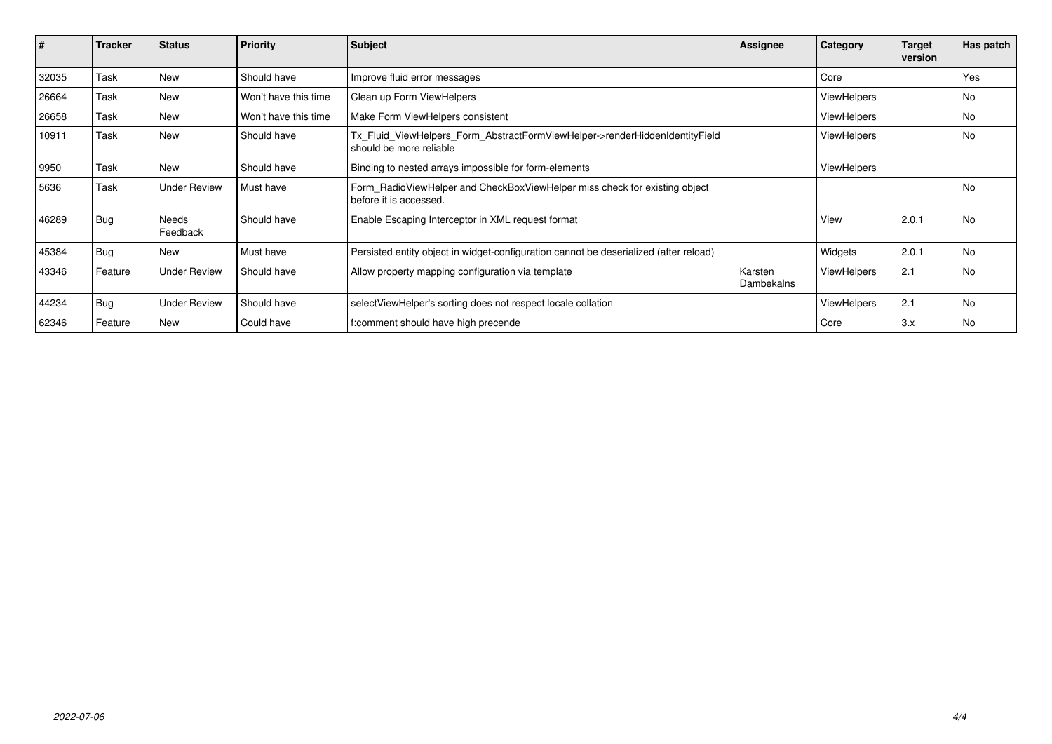| # | Tracker | Status | Priority | Subject | Assignee | Category | Target version | Has patch |
|---|---|---|---|---|---|---|---|---|
| 32035 | Task | New | Should have | Improve fluid error messages | | Core | | Yes |
| 26664 | Task | New | Won't have this time | Clean up Form ViewHelpers | | ViewHelpers | | No |
| 26658 | Task | New | Won't have this time | Make Form ViewHelpers consistent | | ViewHelpers | | No |
| 10911 | Task | New | Should have | Tx_Fluid_ViewHelpers_Form_AbstractFormViewHelper->renderHiddenIdentityField should be more reliable | | ViewHelpers | | No |
| 9950 | Task | New | Should have | Binding to nested arrays impossible for form-elements | | ViewHelpers | | |
| 5636 | Task | Under Review | Must have | Form_RadioViewHelper and CheckBoxViewHelper miss check for existing object before it is accessed. | | | | No |
| 46289 | Bug | Needs Feedback | Should have | Enable Escaping Interceptor in XML request format | | View | 2.0.1 | No |
| 45384 | Bug | New | Must have | Persisted entity object in widget-configuration cannot be deserialized (after reload) | | Widgets | 2.0.1 | No |
| 43346 | Feature | Under Review | Should have | Allow property mapping configuration via template | Karsten Dambekalns | ViewHelpers | 2.1 | No |
| 44234 | Bug | Under Review | Should have | selectViewHelper's sorting does not respect locale collation | | ViewHelpers | 2.1 | No |
| 62346 | Feature | New | Could have | f:comment should have high precende | | Core | 3.x | No |

*2022-07-06*